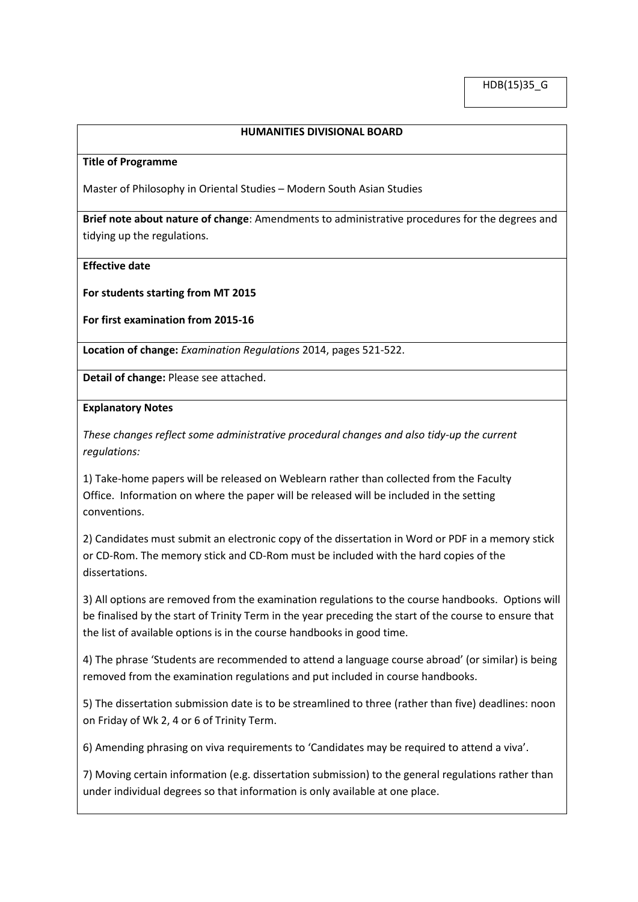HDB(15)35_G

**HUMANITIES DIVISIONAL BOARD**

**Title of Programme**

Master of Philosophy in Oriental Studies – Modern South Asian Studies

**Brief note about nature of change**: Amendments to administrative procedures for the degrees and tidying up the regulations.

**Effective date**

**For students starting from MT 2015**

**For first examination from 2015-16**

**Location of change:** *Examination Regulations* 2014, pages 521-522.

**Detail of change:** Please see attached.

**Explanatory Notes**

*These changes reflect some administrative procedural changes and also tidy-up the current regulations:*

1) Take-home papers will be released on Weblearn rather than collected from the Faculty Office. Information on where the paper will be released will be included in the setting conventions.

2) Candidates must submit an electronic copy of the dissertation in Word or PDF in a memory stick or CD-Rom. The memory stick and CD-Rom must be included with the hard copies of the dissertations.

3) All options are removed from the examination regulations to the course handbooks. Options will be finalised by the start of Trinity Term in the year preceding the start of the course to ensure that the list of available options is in the course handbooks in good time.

4) The phrase 'Students are recommended to attend a language course abroad' (or similar) is being removed from the examination regulations and put included in course handbooks.

5) The dissertation submission date is to be streamlined to three (rather than five) deadlines: noon on Friday of Wk 2, 4 or 6 of Trinity Term.

6) Amending phrasing on viva requirements to 'Candidates may be required to attend a viva'.

7) Moving certain information (e.g. dissertation submission) to the general regulations rather than under individual degrees so that information is only available at one place.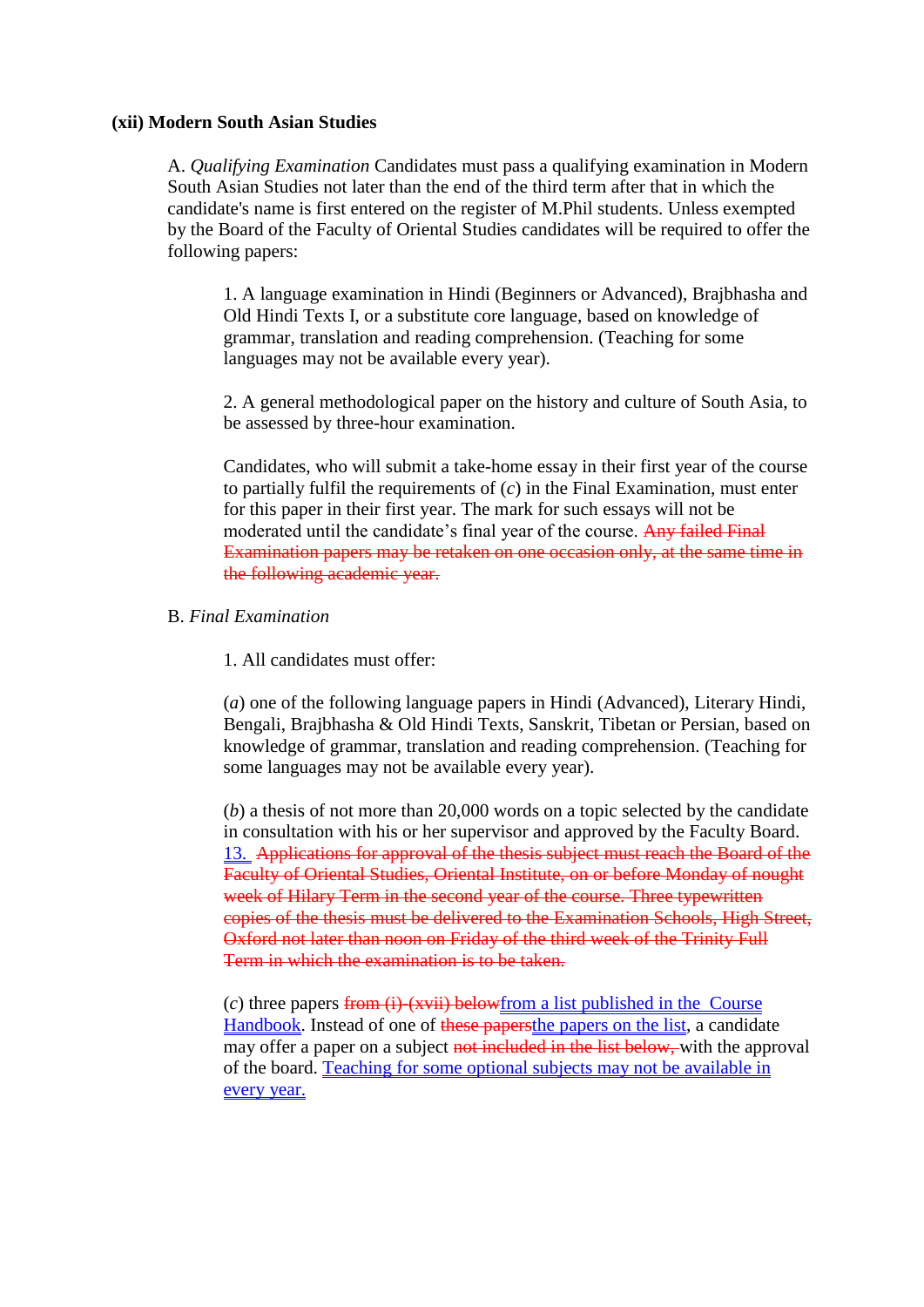**(xii) Modern South Asian Studies**

A. *Qualifying Examination* Candidates must pass a qualifying examination in Modern South Asian Studies not later than the end of the third term after that in which the candidate's name is first entered on the register of M.Phil students. Unless exempted by the Board of the Faculty of Oriental Studies candidates will be required to offer the following papers:

1. A language examination in Hindi (Beginners or Advanced), Brajbhasha and Old Hindi Texts I, or a substitute core language, based on knowledge of grammar, translation and reading comprehension. (Teaching for some languages may not be available every year).

2. A general methodological paper on the history and culture of South Asia, to be assessed by three-hour examination.

Candidates, who will submit a take-home essay in their first year of the course to partially fulfil the requirements of (*c*) in the Final Examination, must enter for this paper in their first year. The mark for such essays will not be moderated until the candidate's final year of the course. ~~Any failed Final Examination papers may be retaken on one occasion only, at the same time in the following academic year.~~

B. *Final Examination*

1. All candidates must offer:

(*a*) one of the following language papers in Hindi (Advanced), Literary Hindi, Bengali, Brajbhasha & Old Hindi Texts, Sanskrit, Tibetan or Persian, based on knowledge of grammar, translation and reading comprehension. (Teaching for some languages may not be available every year).

(*b*) a thesis of not more than 20,000 words on a topic selected by the candidate in consultation with his or her supervisor and approved by the Faculty Board. 13. ~~Applications for approval of the thesis subject must reach the Board of the Faculty of Oriental Studies, Oriental Institute, on or before Monday of nought week of Hilary Term in the second year of the course. Three typewritten copies of the thesis must be delivered to the Examination Schools, High Street, Oxford not later than noon on Friday of the third week of the Trinity Full Term in which the examination is to be taken.~~

(*c*) three papers ~~from (i)-(xvii) below~~from a list published in the Course Handbook. Instead of one of ~~these papers~~the papers on the list, a candidate may offer a paper on a subject ~~not included in the list below,~~ with the approval of the board. Teaching for some optional subjects may not be available in every year.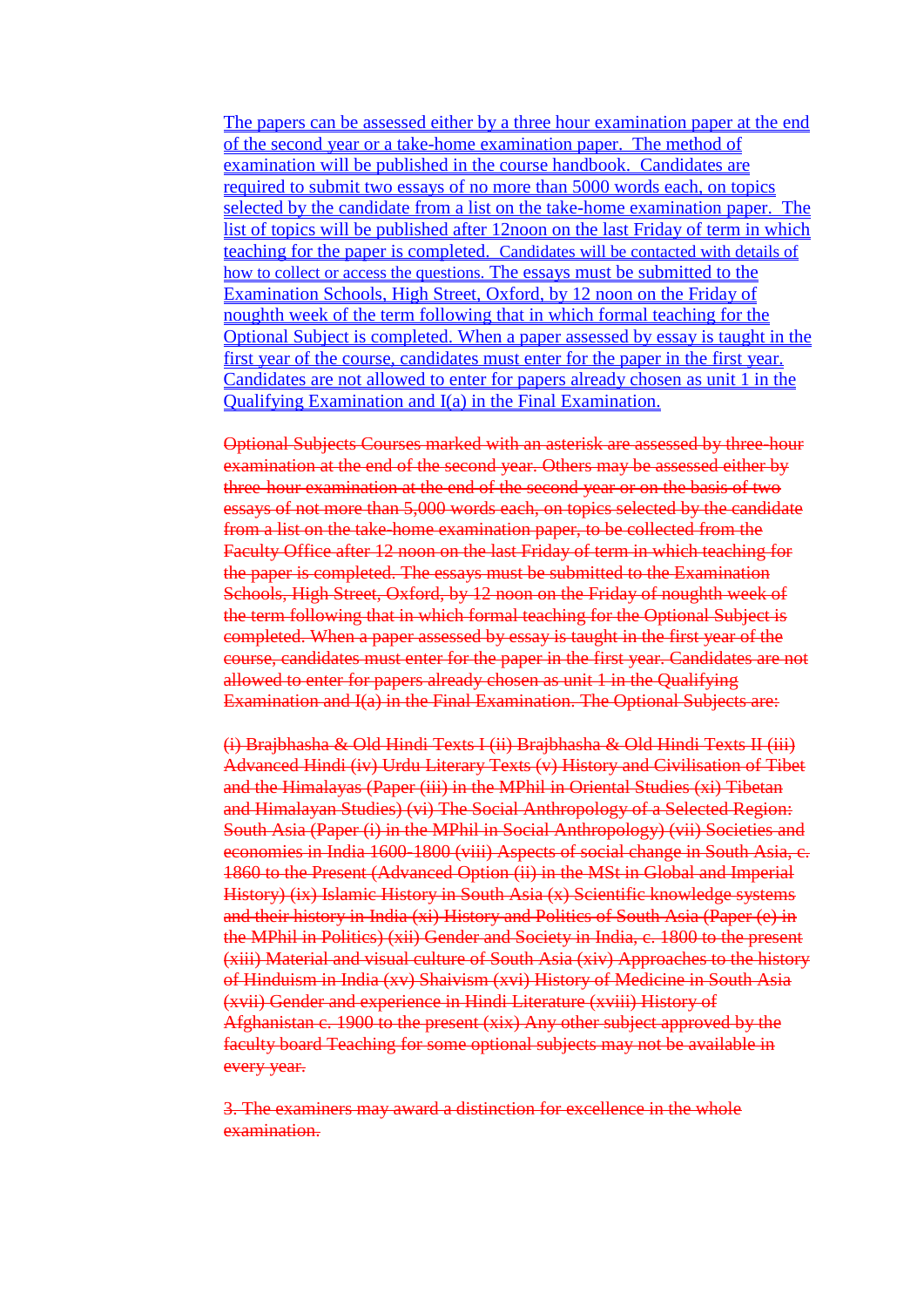<ins>The papers can be assessed either by a three hour examination paper at the end of the second year or a take-home examination paper. The method of examination will be published in the course handbook. Candidates are required to submit two essays of no more than 5000 words each, on topics selected by the candidate from a list on the take-home examination paper. The list of topics will be published after 12noon on the last Friday of term in which teaching for the paper is completed. Candidates will be contacted with details of how to collect or access the questions. The essays must be submitted to the Examination Schools, High Street, Oxford, by 12 noon on the Friday of noughth week of the term following that in which formal teaching for the Optional Subject is completed. When a paper assessed by essay is taught in the first year of the course, candidates must enter for the paper in the first year. Candidates are not allowed to enter for papers already chosen as unit 1 in the Qualifying Examination and I(a) in the Final Examination.</ins>

~~Optional Subjects Courses marked with an asterisk are assessed by three-hour examination at the end of the second year. Others may be assessed either by three-hour examination at the end of the second year or on the basis of two essays of not more than 5,000 words each, on topics selected by the candidate from a list on the take-home examination paper, to be collected from the Faculty Office after 12 noon on the last Friday of term in which teaching for the paper is completed. The essays must be submitted to the Examination Schools, High Street, Oxford, by 12 noon on the Friday of noughth week of the term following that in which formal teaching for the Optional Subject is completed. When a paper assessed by essay is taught in the first year of the course, candidates must enter for the paper in the first year. Candidates are not allowed to enter for papers already chosen as unit 1 in the Qualifying Examination and I(a) in the Final Examination. The Optional Subjects are:~~

~~(i) Brajbhasha & Old Hindi Texts I (ii) Brajbhasha & Old Hindi Texts II (iii) Advanced Hindi (iv) Urdu Literary Texts (v) History and Civilisation of Tibet and the Himalayas (Paper (iii) in the MPhil in Oriental Studies (xi) Tibetan and Himalayan Studies) (vi) The Social Anthropology of a Selected Region: South Asia (Paper (i) in the MPhil in Social Anthropology) (vii) Societies and economies in India 1600-1800 (viii) Aspects of social change in South Asia, c. 1860 to the Present (Advanced Option (ii) in the MSt in Global and Imperial History) (ix) Islamic History in South Asia (x) Scientific knowledge systems and their history in India (xi) History and Politics of South Asia (Paper (e) in the MPhil in Politics) (xii) Gender and Society in India, c. 1800 to the present (xiii) Material and visual culture of South Asia (xiv) Approaches to the history of Hinduism in India (xv) Shaivism (xvi) History of Medicine in South Asia (xvii) Gender and experience in Hindi Literature (xviii) History of Afghanistan c. 1900 to the present (xix) Any other subject approved by the faculty board Teaching for some optional subjects may not be available in every year.~~

~~3. The examiners may award a distinction for excellence in the whole examination.~~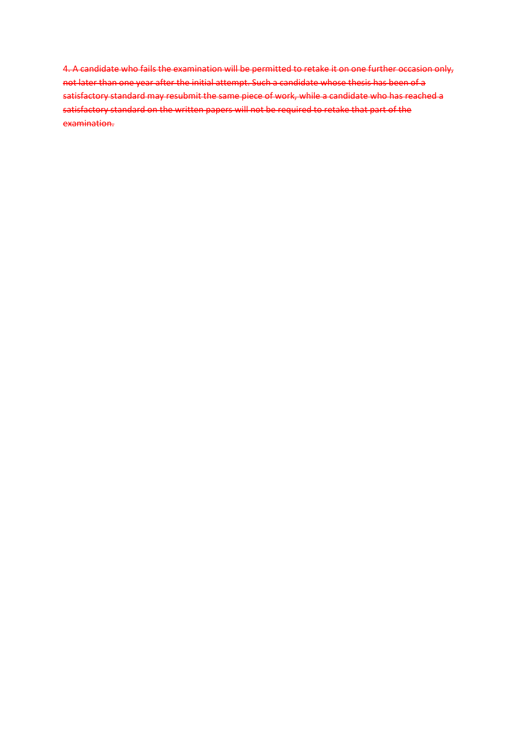~~4. A candidate who fails the examination will be permitted to retake it on one further occasion only, not later than one year after the initial attempt. Such a candidate whose thesis has been of a satisfactory standard may resubmit the same piece of work, while a candidate who has reached a satisfactory standard on the written papers will not be required to retake that part of the examination.~~